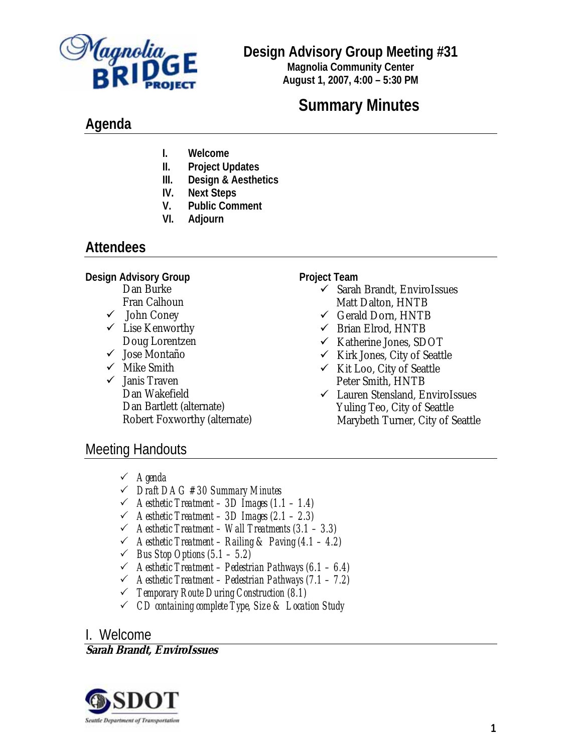# Design Advisory Group Meeting #31

**Magnolia Community Center**
**August 1, 2007, 4:00 – 5:30 PM**

# Summary Minutes

## Agenda

- I. Welcome
- II. Project Updates
- III. Design & Aesthetics
- IV. Next Steps
- V. Public Comment
- VI. Adjourn

## Attendees

**Design Advisory Group**

- Dan Burke
- Fran Calhoun
- ✓ John Coney
- ✓ Lise Kenworthy
- Doug Lorentzen
- ✓ Jose Montaño
- ✓ Mike Smith
- ✓ Janis Traven
- Dan Wakefield
- Dan Bartlett (alternate)
- Robert Foxworthy (alternate)

**Project Team**

- ✓ Sarah Brandt, EnviroIssues
- Matt Dalton, HNTB
- ✓ Gerald Dorn, HNTB
- ✓ Brian Elrod, HNTB
- ✓ Katherine Jones, SDOT
- ✓ Kirk Jones, City of Seattle
- ✓ Kit Loo, City of Seattle
- Peter Smith, HNTB
- ✓ Lauren Stensland, EnviroIssues
- Yuling Teo, City of Seattle
- Marybeth Turner, City of Seattle

## Meeting Handouts

- ✓ *Agenda*
- ✓ *Draft DAG #30 Summary Minutes*
- ✓ *Aesthetic Treatment – 3D Images (1.1 – 1.4)*
- ✓ *Aesthetic Treatment – 3D Images (2.1 – 2.3)*
- ✓ *Aesthetic Treatment – Wall Treatments (3.1 – 3.3)*
- ✓ *Aesthetic Treatment – Railing & Paving (4.1 – 4.2)*
- ✓ *Bus Stop Options (5.1 – 5.2)*
- ✓ *Aesthetic Treatment – Pedestrian Pathways (6.1 – 6.4)*
- ✓ *Aesthetic Treatment – Pedestrian Pathways (7.1 – 7.2)*
- ✓ *Temporary Route During Construction (8.1)*
- ✓ *CD containing complete Type, Size & Location Study*

## I. Welcome

***Sarah Brandt, EnviroIssues***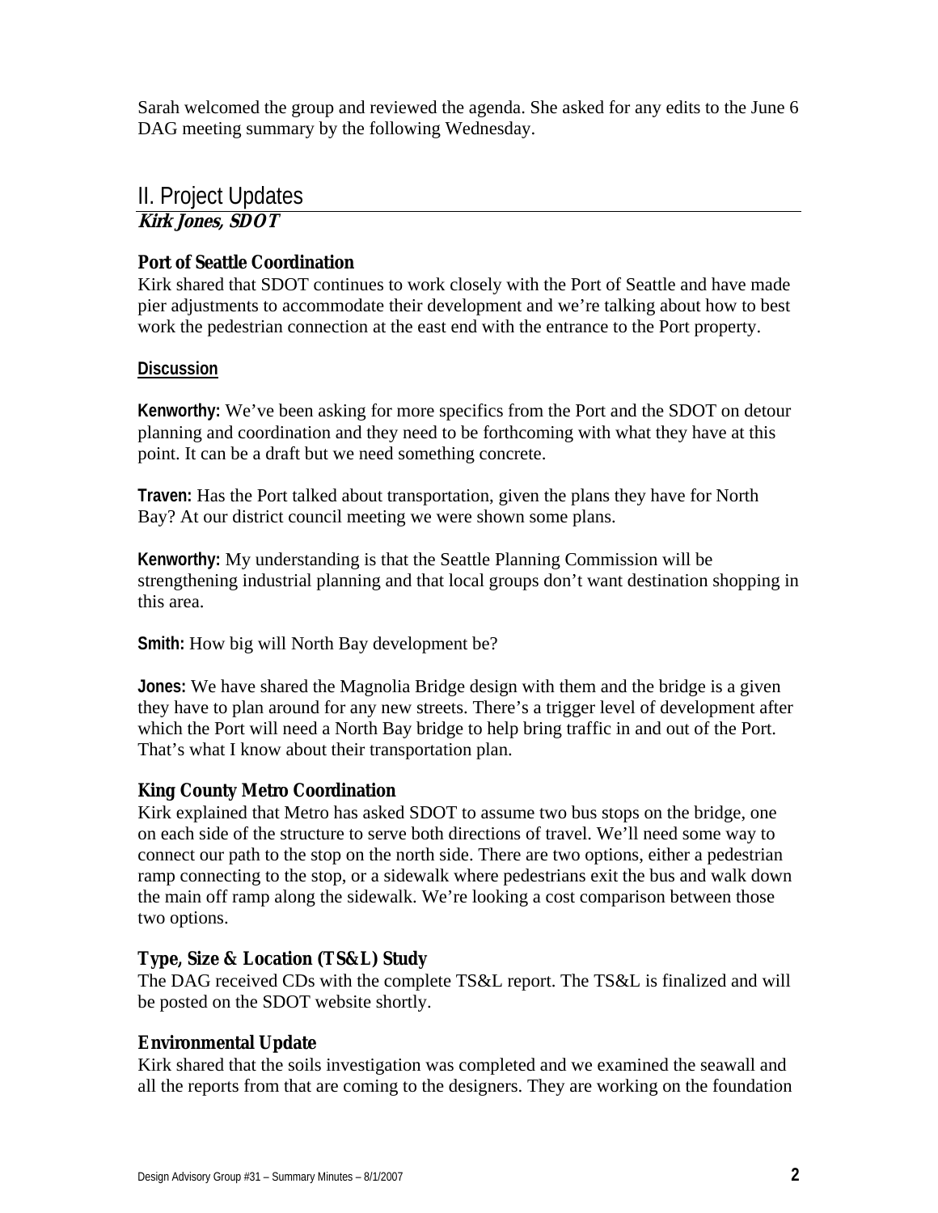Sarah welcomed the group and reviewed the agenda. She asked for any edits to the June 6 DAG meeting summary by the following Wednesday.

## II. Project Updates

***Kirk Jones, SDOT***

### Port of Seattle Coordination

Kirk shared that SDOT continues to work closely with the Port of Seattle and have made pier adjustments to accommodate their development and we're talking about how to best work the pedestrian connection at the east end with the entrance to the Port property.

**Discussion**

**Kenworthy:** We've been asking for more specifics from the Port and the SDOT on detour planning and coordination and they need to be forthcoming with what they have at this point. It can be a draft but we need something concrete.

**Traven:** Has the Port talked about transportation, given the plans they have for North Bay? At our district council meeting we were shown some plans.

**Kenworthy:** My understanding is that the Seattle Planning Commission will be strengthening industrial planning and that local groups don't want destination shopping in this area.

**Smith:** How big will North Bay development be?

**Jones:** We have shared the Magnolia Bridge design with them and the bridge is a given they have to plan around for any new streets. There's a trigger level of development after which the Port will need a North Bay bridge to help bring traffic in and out of the Port. That's what I know about their transportation plan.

### King County Metro Coordination

Kirk explained that Metro has asked SDOT to assume two bus stops on the bridge, one on each side of the structure to serve both directions of travel. We'll need some way to connect our path to the stop on the north side. There are two options, either a pedestrian ramp connecting to the stop, or a sidewalk where pedestrians exit the bus and walk down the main off ramp along the sidewalk. We're looking a cost comparison between those two options.

### Type, Size & Location (TS&L) Study

The DAG received CDs with the complete TS&L report. The TS&L is finalized and will be posted on the SDOT website shortly.

### Environmental Update

Kirk shared that the soils investigation was completed and we examined the seawall and all the reports from that are coming to the designers. They are working on the foundation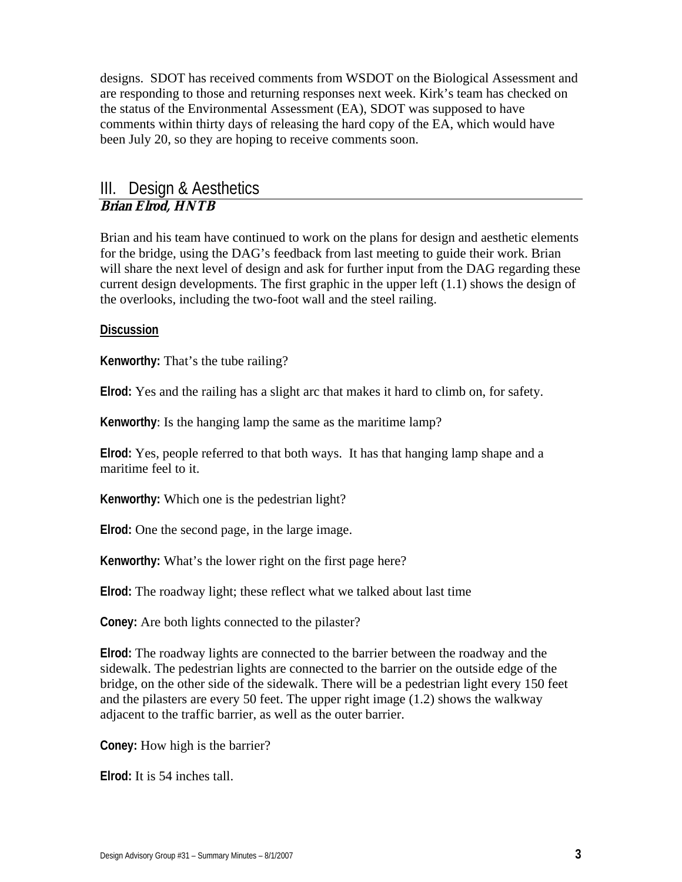designs. SDOT has received comments from WSDOT on the Biological Assessment and are responding to those and returning responses next week. Kirk's team has checked on the status of the Environmental Assessment (EA), SDOT was supposed to have comments within thirty days of releasing the hard copy of the EA, which would have been July 20, so they are hoping to receive comments soon.

## III. Design & Aesthetics

***Brian Elrod, HNTB***

Brian and his team have continued to work on the plans for design and aesthetic elements for the bridge, using the DAG's feedback from last meeting to guide their work. Brian will share the next level of design and ask for further input from the DAG regarding these current design developments. The first graphic in the upper left (1.1) shows the design of the overlooks, including the two-foot wall and the steel railing.

**Discussion**

**Kenworthy:** That's the tube railing?

**Elrod:** Yes and the railing has a slight arc that makes it hard to climb on, for safety.

**Kenworthy**: Is the hanging lamp the same as the maritime lamp?

**Elrod:** Yes, people referred to that both ways. It has that hanging lamp shape and a maritime feel to it.

**Kenworthy:** Which one is the pedestrian light?

**Elrod:** One the second page, in the large image.

**Kenworthy:** What's the lower right on the first page here?

**Elrod:** The roadway light; these reflect what we talked about last time

**Coney:** Are both lights connected to the pilaster?

**Elrod:** The roadway lights are connected to the barrier between the roadway and the sidewalk. The pedestrian lights are connected to the barrier on the outside edge of the bridge, on the other side of the sidewalk. There will be a pedestrian light every 150 feet and the pilasters are every 50 feet. The upper right image (1.2) shows the walkway adjacent to the traffic barrier, as well as the outer barrier.

**Coney:** How high is the barrier?

**Elrod:** It is 54 inches tall.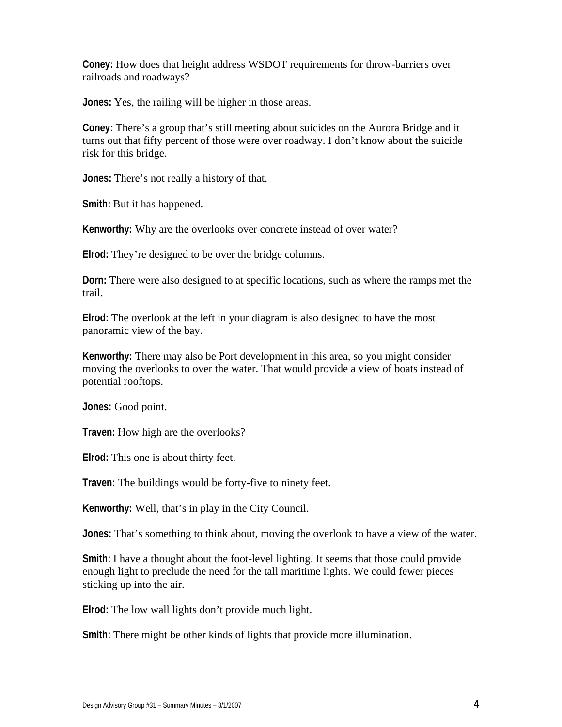**Coney:** How does that height address WSDOT requirements for throw-barriers over railroads and roadways?

**Jones:** Yes, the railing will be higher in those areas.

**Coney:** There's a group that's still meeting about suicides on the Aurora Bridge and it turns out that fifty percent of those were over roadway. I don't know about the suicide risk for this bridge.

**Jones:** There's not really a history of that.

**Smith:** But it has happened.

**Kenworthy:** Why are the overlooks over concrete instead of over water?

**Elrod:** They're designed to be over the bridge columns.

**Dorn:** There were also designed to at specific locations, such as where the ramps met the trail.

**Elrod:** The overlook at the left in your diagram is also designed to have the most panoramic view of the bay.

**Kenworthy:** There may also be Port development in this area, so you might consider moving the overlooks to over the water. That would provide a view of boats instead of potential rooftops.

**Jones:** Good point.

**Traven:** How high are the overlooks?

**Elrod:** This one is about thirty feet.

**Traven:** The buildings would be forty-five to ninety feet.

**Kenworthy:** Well, that's in play in the City Council.

**Jones:** That's something to think about, moving the overlook to have a view of the water.

**Smith:** I have a thought about the foot-level lighting. It seems that those could provide enough light to preclude the need for the tall maritime lights. We could fewer pieces sticking up into the air.

**Elrod:** The low wall lights don't provide much light.

**Smith:** There might be other kinds of lights that provide more illumination.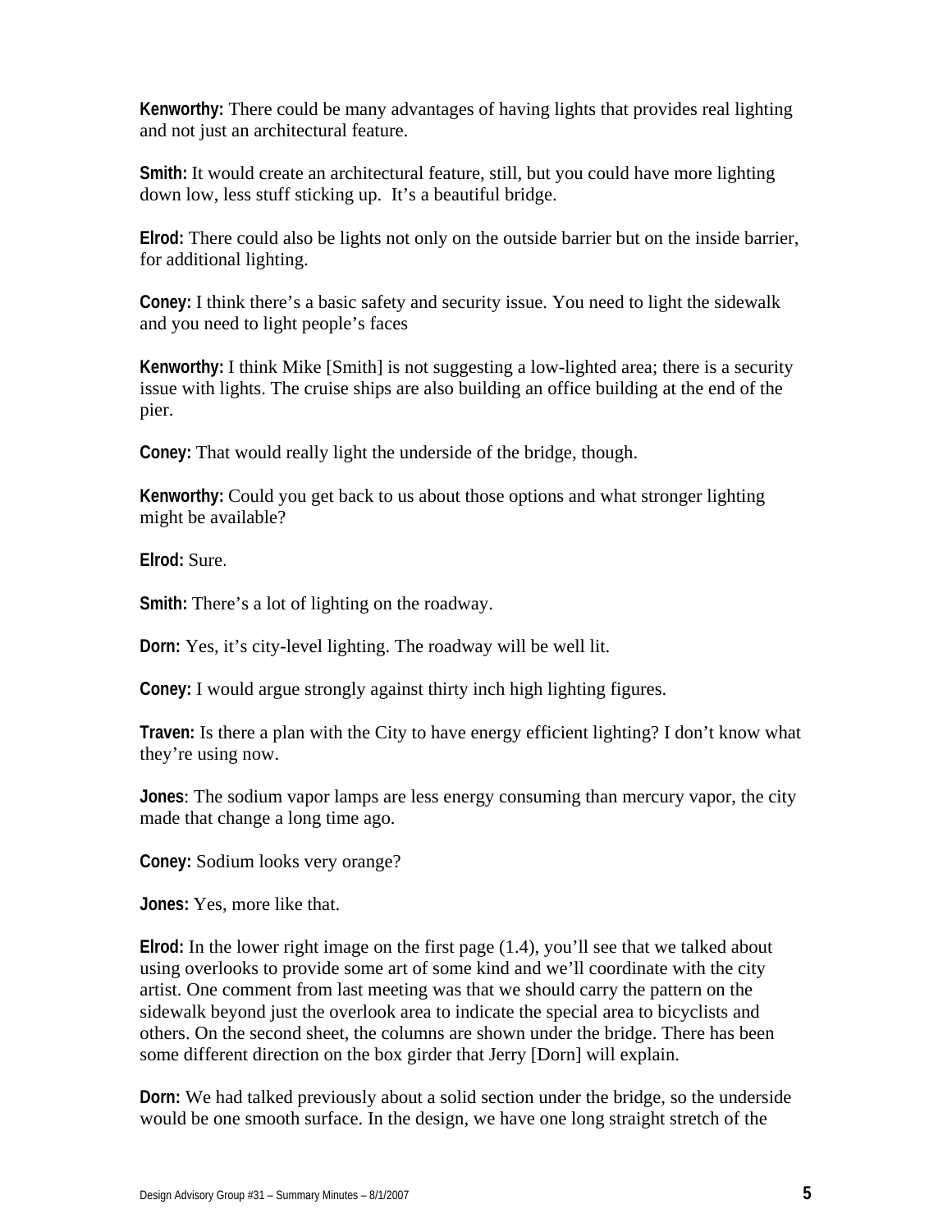**Kenworthy:** There could be many advantages of having lights that provides real lighting and not just an architectural feature.

**Smith:** It would create an architectural feature, still, but you could have more lighting down low, less stuff sticking up. It's a beautiful bridge.

**Elrod:** There could also be lights not only on the outside barrier but on the inside barrier, for additional lighting.

**Coney:** I think there's a basic safety and security issue. You need to light the sidewalk and you need to light people's faces

**Kenworthy:** I think Mike [Smith] is not suggesting a low-lighted area; there is a security issue with lights. The cruise ships are also building an office building at the end of the pier.

**Coney:** That would really light the underside of the bridge, though.

**Kenworthy:** Could you get back to us about those options and what stronger lighting might be available?

**Elrod:** Sure.

**Smith:** There's a lot of lighting on the roadway.

**Dorn:** Yes, it's city-level lighting. The roadway will be well lit.

**Coney:** I would argue strongly against thirty inch high lighting figures.

**Traven:** Is there a plan with the City to have energy efficient lighting? I don't know what they're using now.

**Jones**: The sodium vapor lamps are less energy consuming than mercury vapor, the city made that change a long time ago.

**Coney:** Sodium looks very orange?

**Jones:** Yes, more like that.

**Elrod:** In the lower right image on the first page (1.4), you'll see that we talked about using overlooks to provide some art of some kind and we'll coordinate with the city artist. One comment from last meeting was that we should carry the pattern on the sidewalk beyond just the overlook area to indicate the special area to bicyclists and others. On the second sheet, the columns are shown under the bridge. There has been some different direction on the box girder that Jerry [Dorn] will explain.

**Dorn:** We had talked previously about a solid section under the bridge, so the underside would be one smooth surface. In the design, we have one long straight stretch of the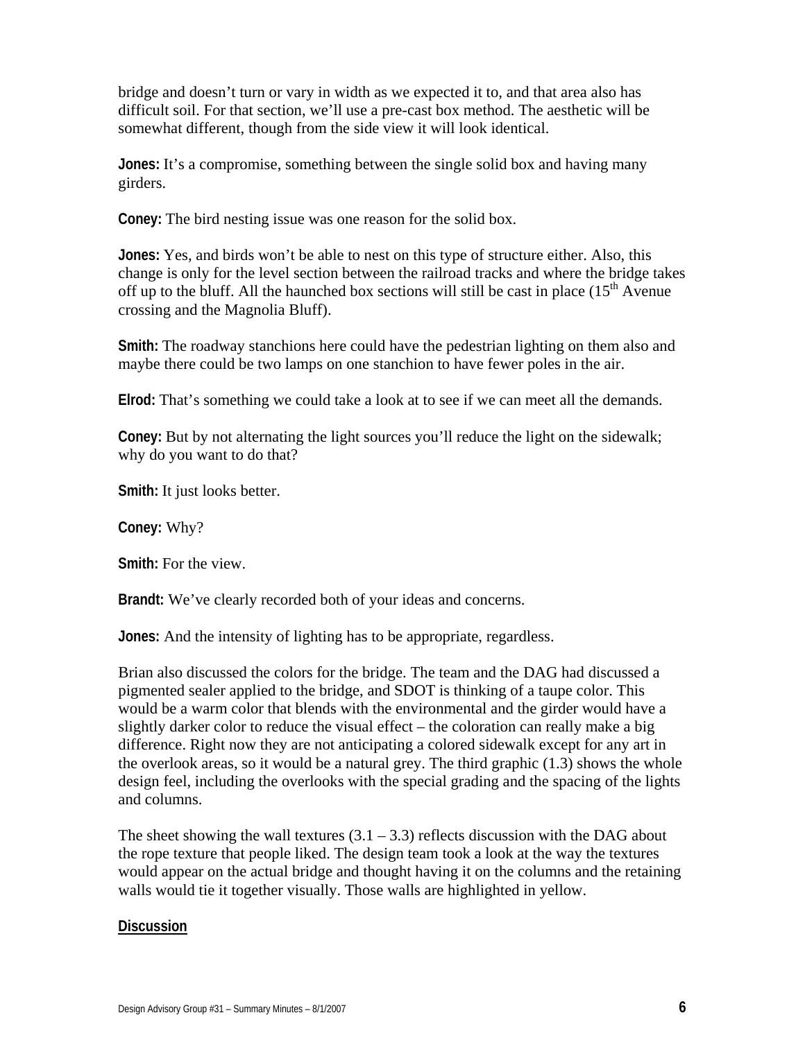bridge and doesn't turn or vary in width as we expected it to, and that area also has difficult soil. For that section, we'll use a pre-cast box method. The aesthetic will be somewhat different, though from the side view it will look identical.

**Jones:** It's a compromise, something between the single solid box and having many girders.

**Coney:** The bird nesting issue was one reason for the solid box.

**Jones:** Yes, and birds won't be able to nest on this type of structure either. Also, this change is only for the level section between the railroad tracks and where the bridge takes off up to the bluff. All the haunched box sections will still be cast in place (15th Avenue crossing and the Magnolia Bluff).

**Smith:** The roadway stanchions here could have the pedestrian lighting on them also and maybe there could be two lamps on one stanchion to have fewer poles in the air.

**Elrod:** That's something we could take a look at to see if we can meet all the demands.

**Coney:** But by not alternating the light sources you'll reduce the light on the sidewalk; why do you want to do that?

**Smith:** It just looks better.

**Coney:** Why?

**Smith:** For the view.

**Brandt:** We've clearly recorded both of your ideas and concerns.

**Jones:** And the intensity of lighting has to be appropriate, regardless.

Brian also discussed the colors for the bridge. The team and the DAG had discussed a pigmented sealer applied to the bridge, and SDOT is thinking of a taupe color. This would be a warm color that blends with the environmental and the girder would have a slightly darker color to reduce the visual effect – the coloration can really make a big difference. Right now they are not anticipating a colored sidewalk except for any art in the overlook areas, so it would be a natural grey. The third graphic (1.3) shows the whole design feel, including the overlooks with the special grading and the spacing of the lights and columns.

The sheet showing the wall textures (3.1 – 3.3) reflects discussion with the DAG about the rope texture that people liked. The design team took a look at the way the textures would appear on the actual bridge and thought having it on the columns and the retaining walls would tie it together visually. Those walls are highlighted in yellow.

**Discussion**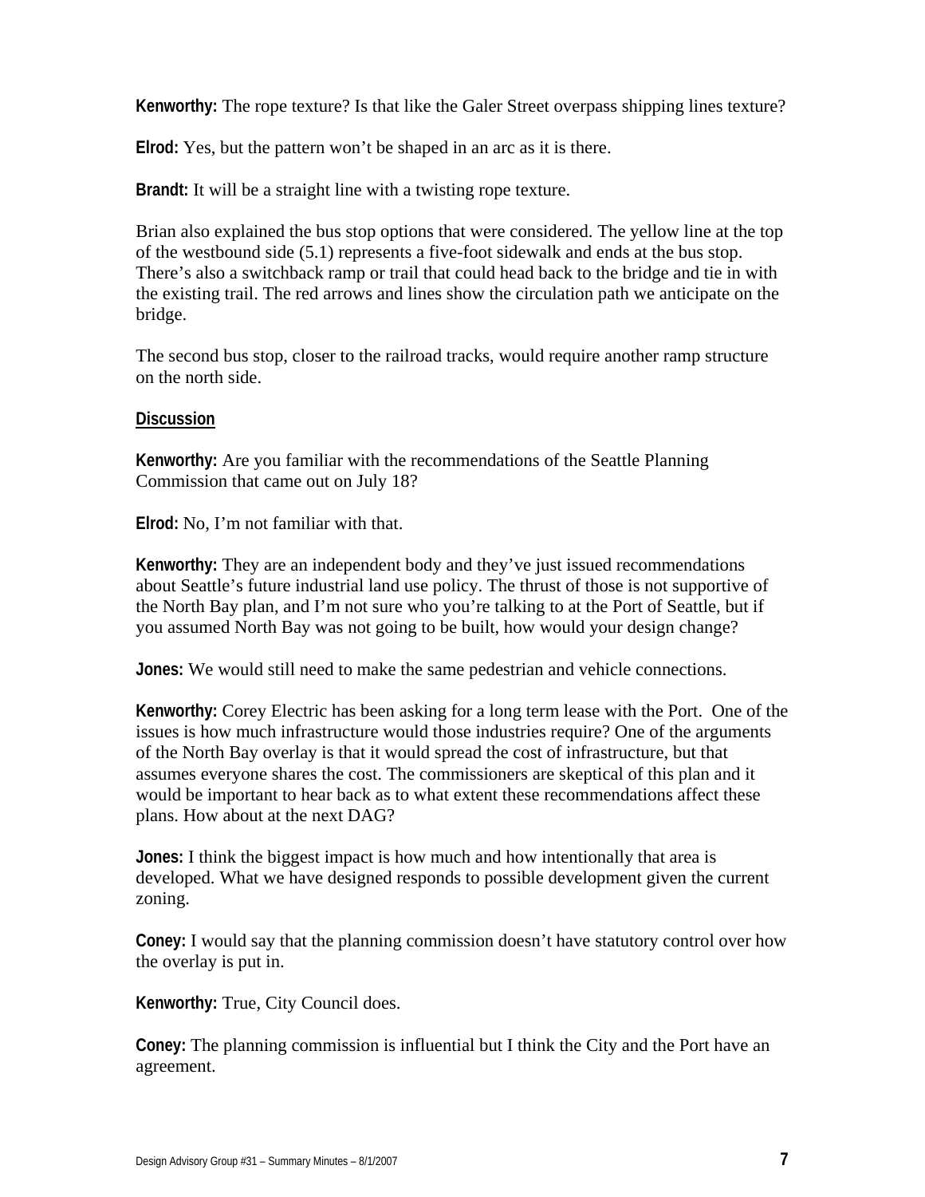**Kenworthy:** The rope texture? Is that like the Galer Street overpass shipping lines texture?

**Elrod:** Yes, but the pattern won't be shaped in an arc as it is there.

**Brandt:** It will be a straight line with a twisting rope texture.

Brian also explained the bus stop options that were considered. The yellow line at the top of the westbound side (5.1) represents a five-foot sidewalk and ends at the bus stop. There's also a switchback ramp or trail that could head back to the bridge and tie in with the existing trail. The red arrows and lines show the circulation path we anticipate on the bridge.

The second bus stop, closer to the railroad tracks, would require another ramp structure on the north side.

**Discussion**

**Kenworthy:** Are you familiar with the recommendations of the Seattle Planning Commission that came out on July 18?

**Elrod:** No, I'm not familiar with that.

**Kenworthy:** They are an independent body and they've just issued recommendations about Seattle's future industrial land use policy. The thrust of those is not supportive of the North Bay plan, and I'm not sure who you're talking to at the Port of Seattle, but if you assumed North Bay was not going to be built, how would your design change?

**Jones:** We would still need to make the same pedestrian and vehicle connections.

**Kenworthy:** Corey Electric has been asking for a long term lease with the Port. One of the issues is how much infrastructure would those industries require? One of the arguments of the North Bay overlay is that it would spread the cost of infrastructure, but that assumes everyone shares the cost. The commissioners are skeptical of this plan and it would be important to hear back as to what extent these recommendations affect these plans. How about at the next DAG?

**Jones:** I think the biggest impact is how much and how intentionally that area is developed. What we have designed responds to possible development given the current zoning.

**Coney:** I would say that the planning commission doesn't have statutory control over how the overlay is put in.

**Kenworthy:** True, City Council does.

**Coney:** The planning commission is influential but I think the City and the Port have an agreement.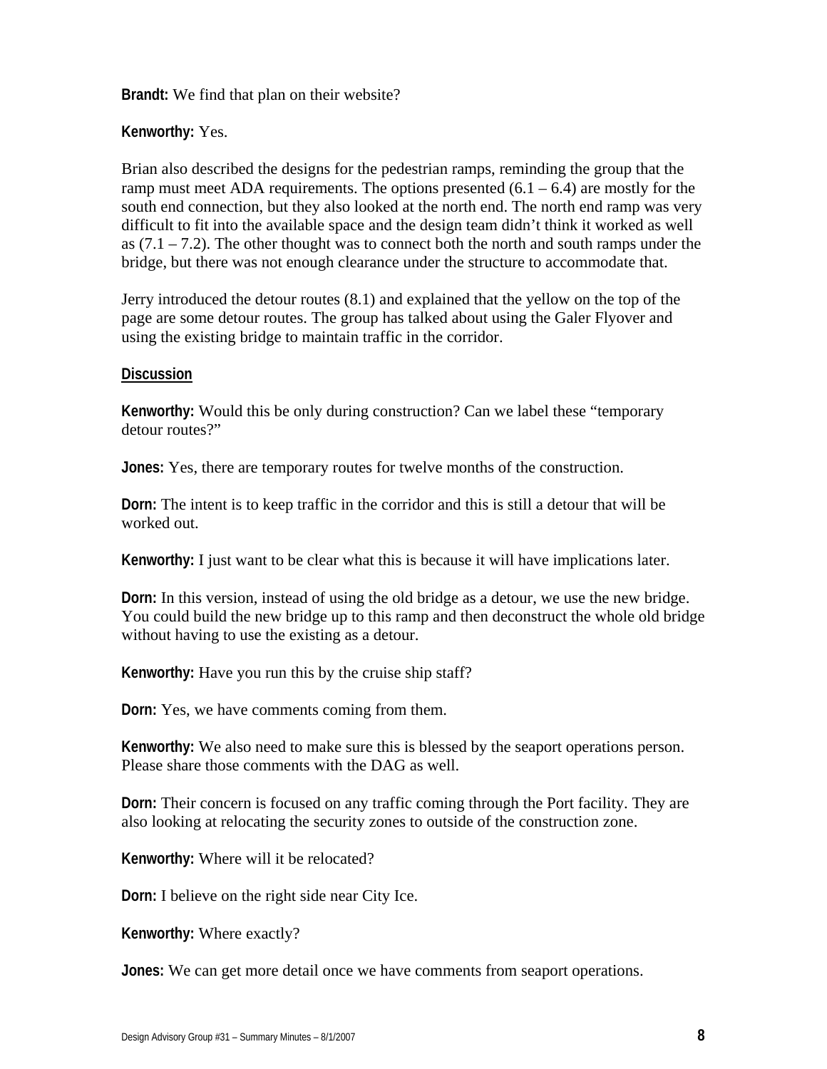**Brandt:** We find that plan on their website?

**Kenworthy:** Yes.

Brian also described the designs for the pedestrian ramps, reminding the group that the ramp must meet ADA requirements. The options presented (6.1 – 6.4) are mostly for the south end connection, but they also looked at the north end. The north end ramp was very difficult to fit into the available space and the design team didn't think it worked as well as (7.1 – 7.2). The other thought was to connect both the north and south ramps under the bridge, but there was not enough clearance under the structure to accommodate that.

Jerry introduced the detour routes (8.1) and explained that the yellow on the top of the page are some detour routes. The group has talked about using the Galer Flyover and using the existing bridge to maintain traffic in the corridor.

**Discussion**

**Kenworthy:** Would this be only during construction? Can we label these "temporary detour routes?"

**Jones:** Yes, there are temporary routes for twelve months of the construction.

**Dorn:** The intent is to keep traffic in the corridor and this is still a detour that will be worked out.

**Kenworthy:** I just want to be clear what this is because it will have implications later.

**Dorn:** In this version, instead of using the old bridge as a detour, we use the new bridge. You could build the new bridge up to this ramp and then deconstruct the whole old bridge without having to use the existing as a detour.

**Kenworthy:** Have you run this by the cruise ship staff?

**Dorn:** Yes, we have comments coming from them.

**Kenworthy:** We also need to make sure this is blessed by the seaport operations person. Please share those comments with the DAG as well.

**Dorn:** Their concern is focused on any traffic coming through the Port facility. They are also looking at relocating the security zones to outside of the construction zone.

**Kenworthy:** Where will it be relocated?

**Dorn:** I believe on the right side near City Ice.

**Kenworthy:** Where exactly?

**Jones:** We can get more detail once we have comments from seaport operations.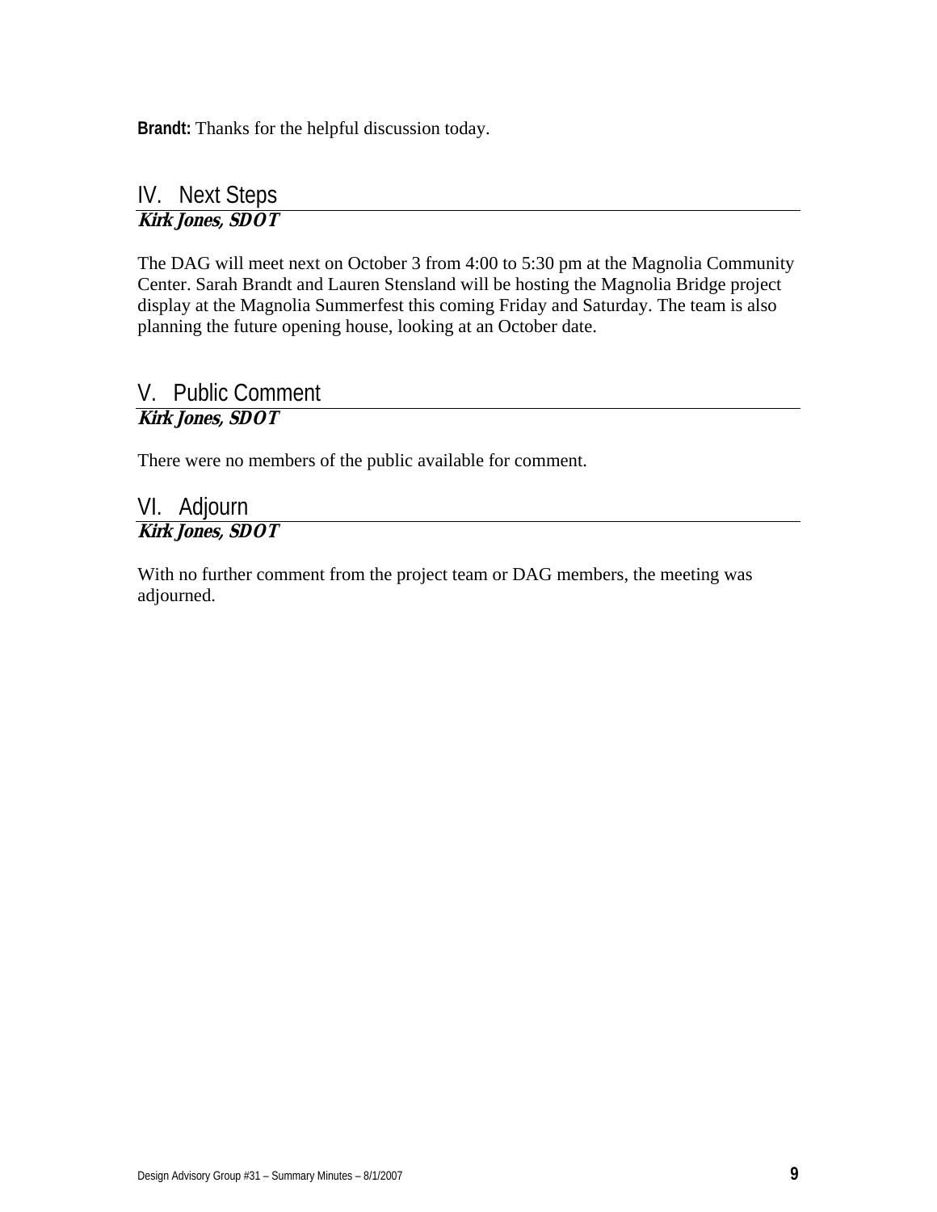**Brandt:** Thanks for the helpful discussion today.

## IV. Next Steps

***Kirk Jones, SDOT***

The DAG will meet next on October 3 from 4:00 to 5:30 pm at the Magnolia Community Center. Sarah Brandt and Lauren Stensland will be hosting the Magnolia Bridge project display at the Magnolia Summerfest this coming Friday and Saturday. The team is also planning the future opening house, looking at an October date.

## V. Public Comment

***Kirk Jones, SDOT***

There were no members of the public available for comment.

## VI. Adjourn

***Kirk Jones, SDOT***

With no further comment from the project team or DAG members, the meeting was adjourned.